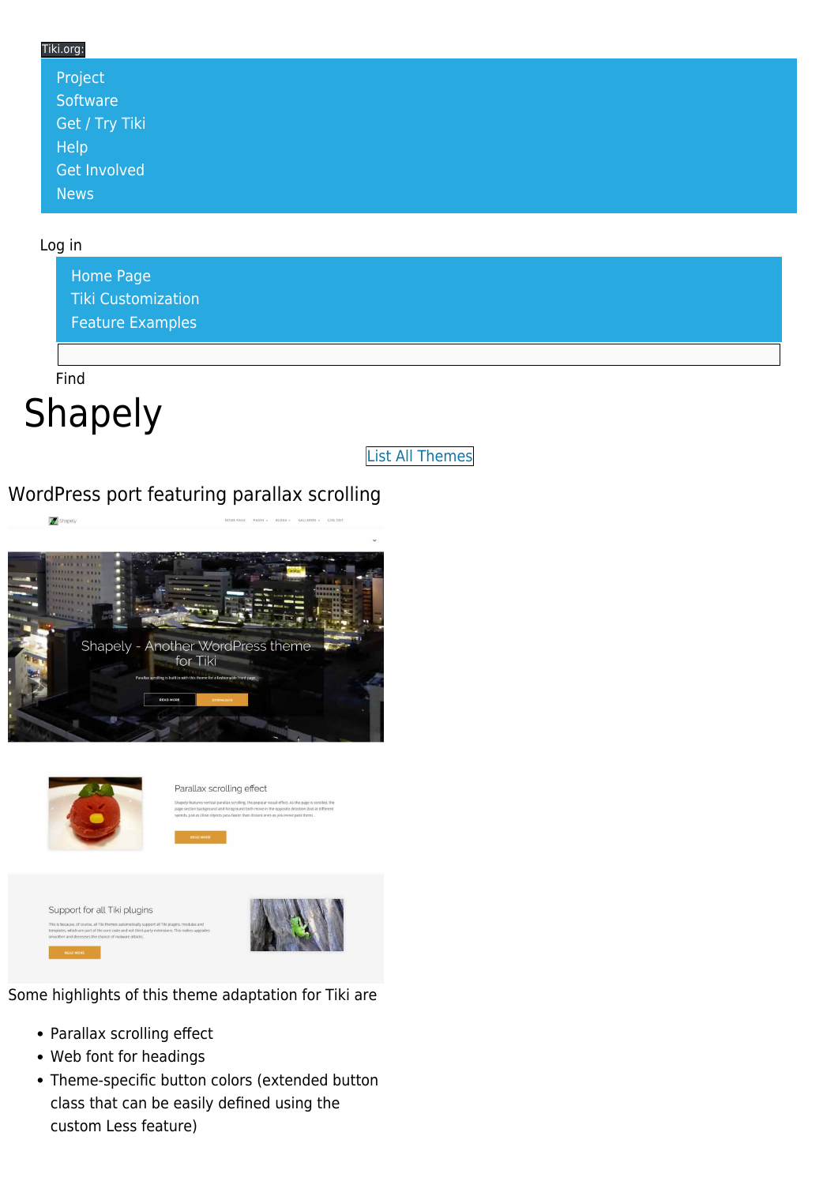Tiki.org:

- Project
- Software
- Get / Try Tiki
- Help
- Get Involved
- News

Log in

- Home Page
- Tiki Customization
- Feature Examples

Find

# Shapely

List All Themes

WordPress port featuring parallax scrolling

Some highlights of this theme adaptation for Tiki are

- Parallax scrolling effect
- Web font for headings
- Theme-specific button colors (extended button class that can be easily defined using the custom Less feature)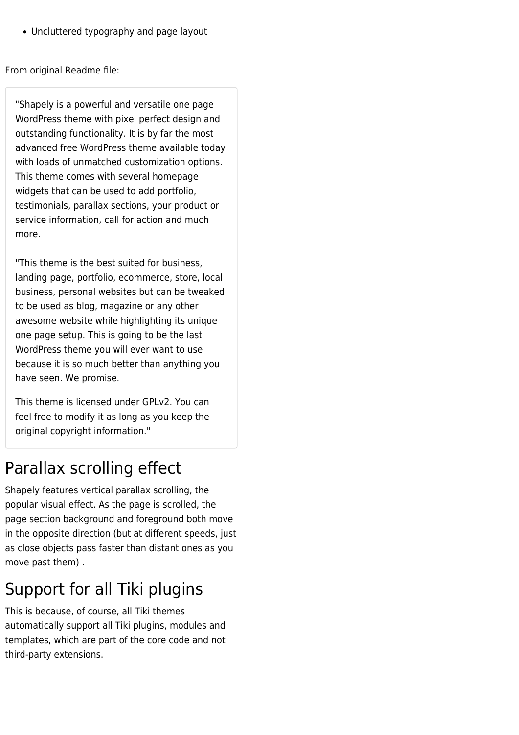- Uncluttered typography and page layout

From original Readme file:

> "Shapely is a powerful and versatile one page WordPress theme with pixel perfect design and outstanding functionality. It is by far the most advanced free WordPress theme available today with loads of unmatched customization options. This theme comes with several homepage widgets that can be used to add portfolio, testimonials, parallax sections, your product or service information, call for action and much more.
>
> "This theme is the best suited for business, landing page, portfolio, ecommerce, store, local business, personal websites but can be tweaked to be used as blog, magazine or any other awesome website while highlighting its unique one page setup. This is going to be the last WordPress theme you will ever want to use because it is so much better than anything you have seen. We promise.
>
> This theme is licensed under GPLv2. You can feel free to modify it as long as you keep the original copyright information."

# Parallax scrolling effect

Shapely features vertical parallax scrolling, the popular visual effect. As the page is scrolled, the page section background and foreground both move in the opposite direction (but at different speeds, just as close objects pass faster than distant ones as you move past them) .

# Support for all Tiki plugins

This is because, of course, all Tiki themes automatically support all Tiki plugins, modules and templates, which are part of the core code and not third-party extensions.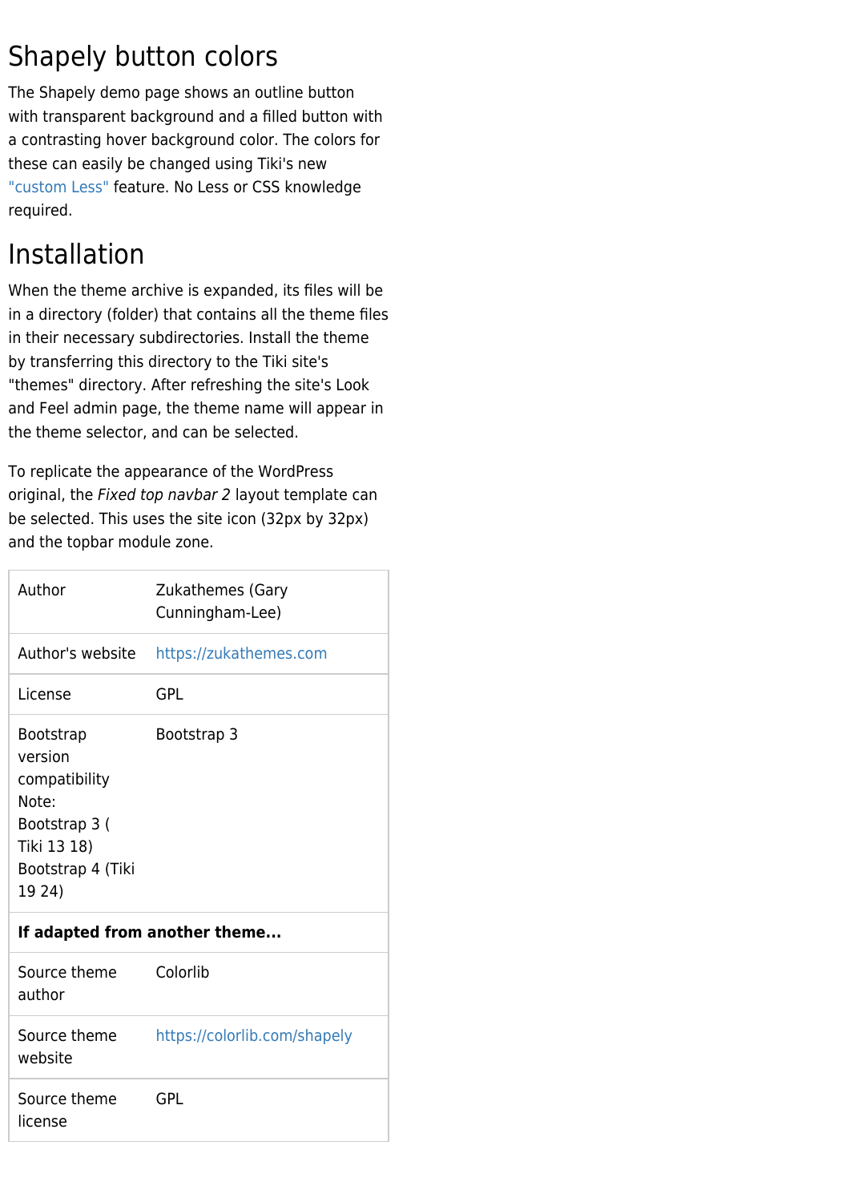## Shapely button colors

The Shapely demo page shows an outline button with transparent background and a filled button with a contrasting hover background color. The colors for these can easily be changed using Tiki's new "custom Less" feature. No Less or CSS knowledge required.

## Installation

When the theme archive is expanded, its files will be in a directory (folder) that contains all the theme files in their necessary subdirectories. Install the theme by transferring this directory to the Tiki site's "themes" directory. After refreshing the site's Look and Feel admin page, the theme name will appear in the theme selector, and can be selected.

To replicate the appearance of the WordPress original, the *Fixed top navbar 2* layout template can be selected. This uses the site icon (32px by 32px) and the topbar module zone.

| | |
|---|---|
| Author | Zukathemes (Gary Cunningham-Lee) |
| Author's website | https://zukathemes.com |
| License | GPL |
| Bootstrap version compatibility Note: Bootstrap 3 ( Tiki 13 18) Bootstrap 4 (Tiki 19 24) | Bootstrap 3 |
| **If adapted from another theme...** | |
| Source theme author | Colorlib |
| Source theme website | https://colorlib.com/shapely |
| Source theme license | GPL |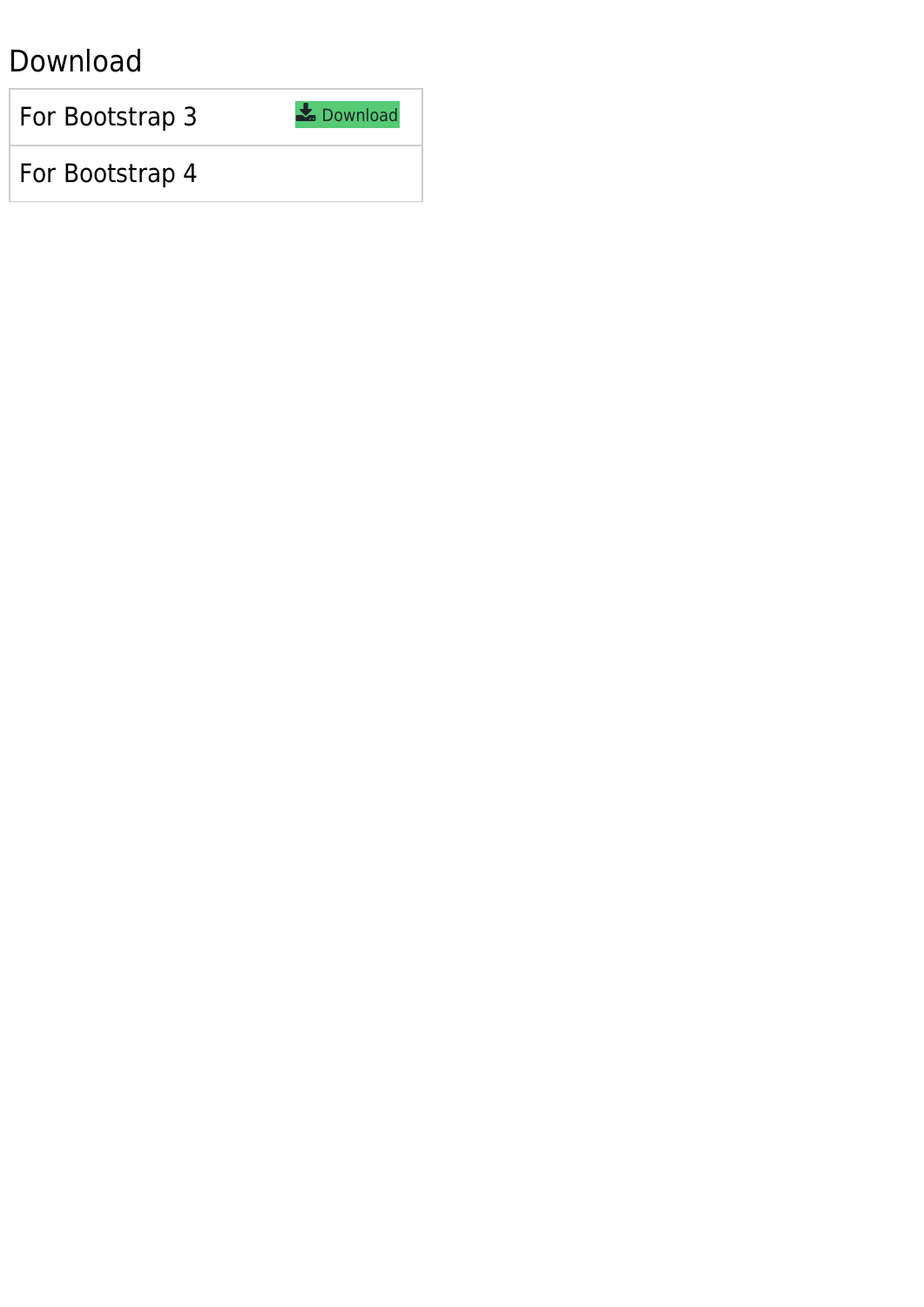## Download

| | |
|---|---|
| For Bootstrap 3 | Download |
| For Bootstrap 4 | |